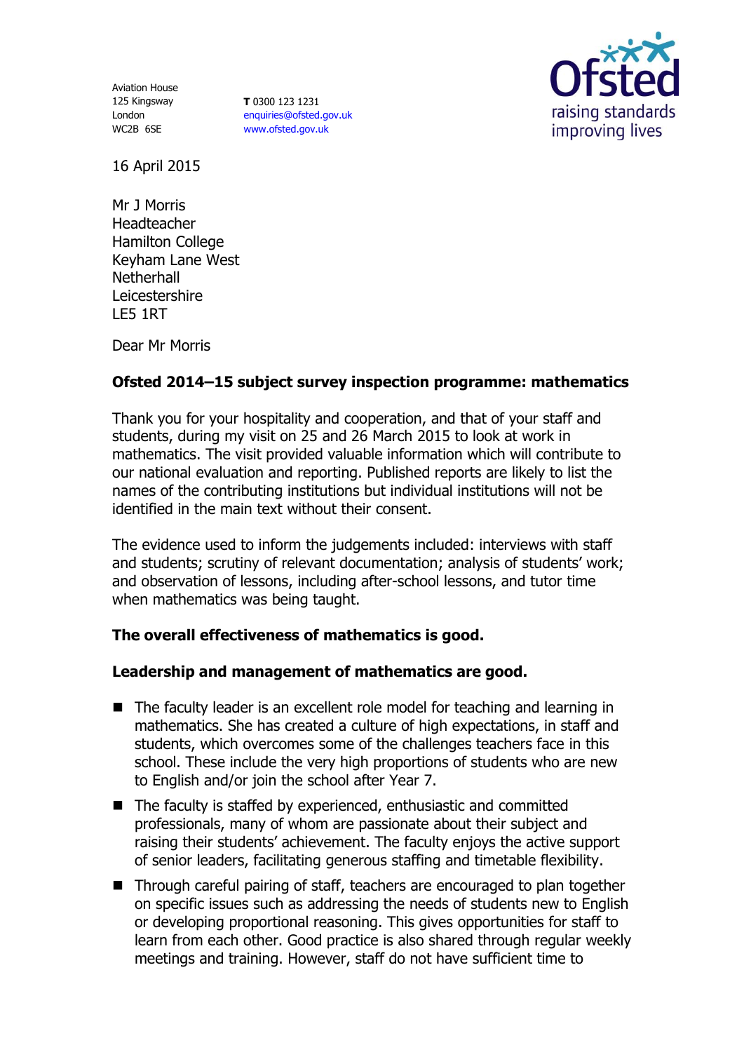Aviation House
125 Kingsway
London
WC2B 6SE

**T** 0300 123 1231
enquiries@ofsted.gov.uk
www.ofsted.gov.uk

Ofsted
raising standards
improving lives

16 April 2015

Mr J Morris
Headteacher
Hamilton College
Keyham Lane West
Netherhall
Leicestershire
LE5 1RT

Dear Mr Morris

**Ofsted 2014–15 subject survey inspection programme: mathematics**

Thank you for your hospitality and cooperation, and that of your staff and students, during my visit on 25 and 26 March 2015 to look at work in mathematics. The visit provided valuable information which will contribute to our national evaluation and reporting. Published reports are likely to list the names of the contributing institutions but individual institutions will not be identified in the main text without their consent.

The evidence used to inform the judgements included: interviews with staff and students; scrutiny of relevant documentation; analysis of students' work; and observation of lessons, including after-school lessons, and tutor time when mathematics was being taught.

**The overall effectiveness of mathematics is good.**

**Leadership and management of mathematics are good.**

- The faculty leader is an excellent role model for teaching and learning in mathematics. She has created a culture of high expectations, in staff and students, which overcomes some of the challenges teachers face in this school. These include the very high proportions of students who are new to English and/or join the school after Year 7.
- The faculty is staffed by experienced, enthusiastic and committed professionals, many of whom are passionate about their subject and raising their students' achievement. The faculty enjoys the active support of senior leaders, facilitating generous staffing and timetable flexibility.
- Through careful pairing of staff, teachers are encouraged to plan together on specific issues such as addressing the needs of students new to English or developing proportional reasoning. This gives opportunities for staff to learn from each other. Good practice is also shared through regular weekly meetings and training. However, staff do not have sufficient time to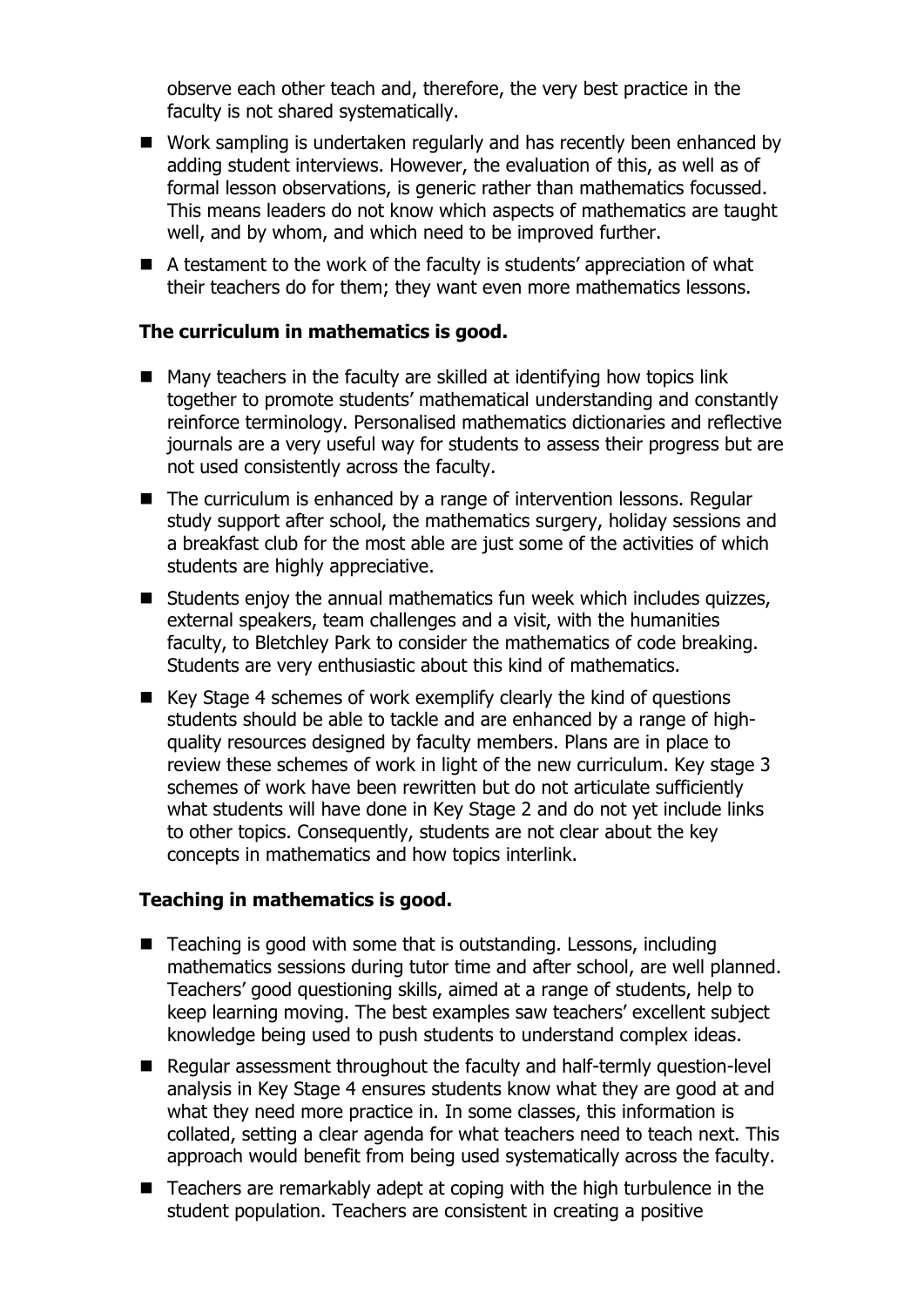observe each other teach and, therefore, the very best practice in the faculty is not shared systematically.

- Work sampling is undertaken regularly and has recently been enhanced by adding student interviews. However, the evaluation of this, as well as of formal lesson observations, is generic rather than mathematics focussed. This means leaders do not know which aspects of mathematics are taught well, and by whom, and which need to be improved further.
- A testament to the work of the faculty is students' appreciation of what their teachers do for them; they want even more mathematics lessons.

**The curriculum in mathematics is good.**

- Many teachers in the faculty are skilled at identifying how topics link together to promote students' mathematical understanding and constantly reinforce terminology. Personalised mathematics dictionaries and reflective journals are a very useful way for students to assess their progress but are not used consistently across the faculty.
- The curriculum is enhanced by a range of intervention lessons. Regular study support after school, the mathematics surgery, holiday sessions and a breakfast club for the most able are just some of the activities of which students are highly appreciative.
- Students enjoy the annual mathematics fun week which includes quizzes, external speakers, team challenges and a visit, with the humanities faculty, to Bletchley Park to consider the mathematics of code breaking. Students are very enthusiastic about this kind of mathematics.
- Key Stage 4 schemes of work exemplify clearly the kind of questions students should be able to tackle and are enhanced by a range of high-quality resources designed by faculty members. Plans are in place to review these schemes of work in light of the new curriculum. Key stage 3 schemes of work have been rewritten but do not articulate sufficiently what students will have done in Key Stage 2 and do not yet include links to other topics. Consequently, students are not clear about the key concepts in mathematics and how topics interlink.

**Teaching in mathematics is good.**

- Teaching is good with some that is outstanding. Lessons, including mathematics sessions during tutor time and after school, are well planned. Teachers' good questioning skills, aimed at a range of students, help to keep learning moving. The best examples saw teachers' excellent subject knowledge being used to push students to understand complex ideas.
- Regular assessment throughout the faculty and half-termly question-level analysis in Key Stage 4 ensures students know what they are good at and what they need more practice in. In some classes, this information is collated, setting a clear agenda for what teachers need to teach next. This approach would benefit from being used systematically across the faculty.
- Teachers are remarkably adept at coping with the high turbulence in the student population. Teachers are consistent in creating a positive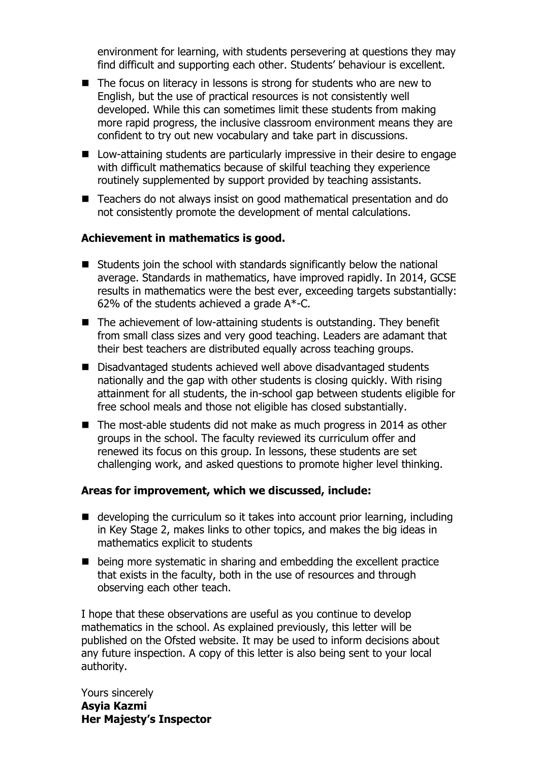environment for learning, with students persevering at questions they may find difficult and supporting each other. Students' behaviour is excellent.

- The focus on literacy in lessons is strong for students who are new to English, but the use of practical resources is not consistently well developed. While this can sometimes limit these students from making more rapid progress, the inclusive classroom environment means they are confident to try out new vocabulary and take part in discussions.
- Low-attaining students are particularly impressive in their desire to engage with difficult mathematics because of skilful teaching they experience routinely supplemented by support provided by teaching assistants.
- Teachers do not always insist on good mathematical presentation and do not consistently promote the development of mental calculations.

**Achievement in mathematics is good.**

- Students join the school with standards significantly below the national average. Standards in mathematics, have improved rapidly. In 2014, GCSE results in mathematics were the best ever, exceeding targets substantially: 62% of the students achieved a grade A*-C.
- The achievement of low-attaining students is outstanding. They benefit from small class sizes and very good teaching. Leaders are adamant that their best teachers are distributed equally across teaching groups.
- Disadvantaged students achieved well above disadvantaged students nationally and the gap with other students is closing quickly. With rising attainment for all students, the in-school gap between students eligible for free school meals and those not eligible has closed substantially.
- The most-able students did not make as much progress in 2014 as other groups in the school. The faculty reviewed its curriculum offer and renewed its focus on this group. In lessons, these students are set challenging work, and asked questions to promote higher level thinking.

**Areas for improvement, which we discussed, include:**

- developing the curriculum so it takes into account prior learning, including in Key Stage 2, makes links to other topics, and makes the big ideas in mathematics explicit to students
- being more systematic in sharing and embedding the excellent practice that exists in the faculty, both in the use of resources and through observing each other teach.

I hope that these observations are useful as you continue to develop mathematics in the school. As explained previously, this letter will be published on the Ofsted website. It may be used to inform decisions about any future inspection. A copy of this letter is also being sent to your local authority.

Yours sincerely
**Asyia Kazmi**
**Her Majesty's Inspector**